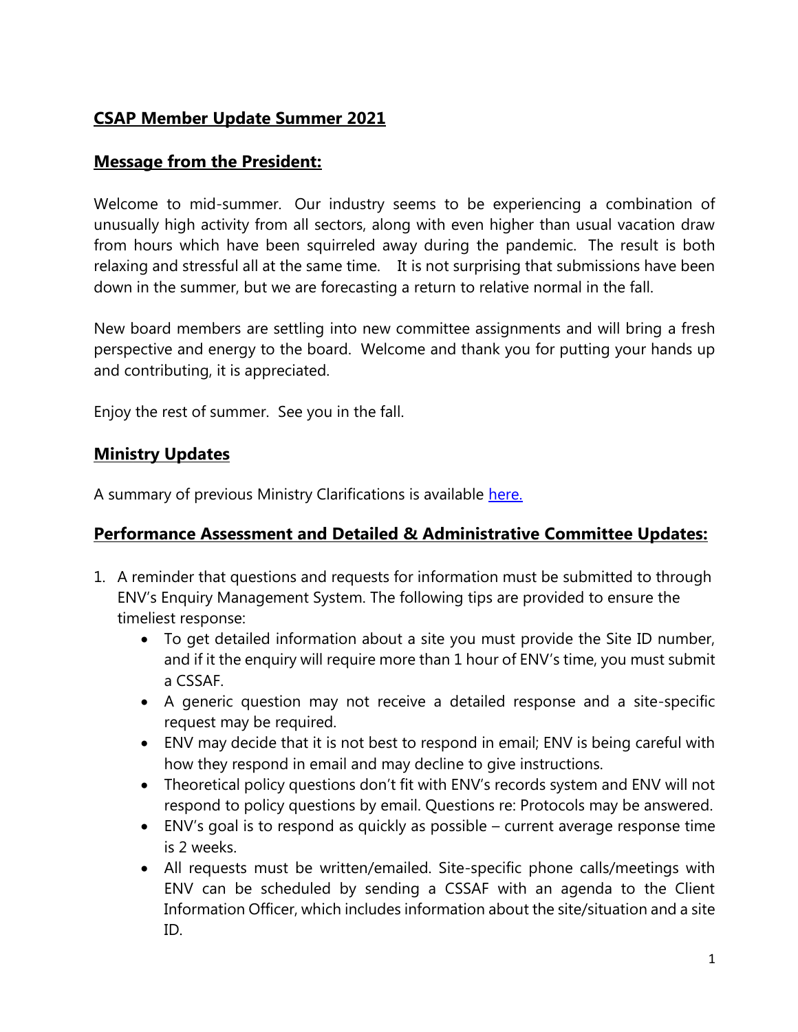# CSAP Member Update Summer 2021

## Message from the President:

Welcome to mid-summer. Our industry seems to be experiencing a combination of unusually high activity from all sectors, along with even higher than usual vacation draw from hours which have been squirreled away during the pandemic. The result is both relaxing and stressful all at the same time. It is not surprising that submissions have been down in the summer, but we are forecasting a return to relative normal in the fall.

New board members are settling into new committee assignments and will bring a fresh perspective and energy to the board. Welcome and thank you for putting your hands up and contributing, it is appreciated.

Enjoy the rest of summer. See you in the fall.

## Ministry Updates

A summary of previous Ministry Clarifications is available here.

## Performance Assessment and Detailed & Administrative Committee Updates:

1. A reminder that questions and requests for information must be submitted to through ENV's Enquiry Management System. The following tips are provided to ensure the timeliest response:
   - To get detailed information about a site you must provide the Site ID number, and if it the enquiry will require more than 1 hour of ENV's time, you must submit a CSSAF.
   - A generic question may not receive a detailed response and a site-specific request may be required.
   - ENV may decide that it is not best to respond in email; ENV is being careful with how they respond in email and may decline to give instructions.
   - Theoretical policy questions don't fit with ENV's records system and ENV will not respond to policy questions by email. Questions re: Protocols may be answered.
   - ENV's goal is to respond as quickly as possible – current average response time is 2 weeks.
   - All requests must be written/emailed. Site-specific phone calls/meetings with ENV can be scheduled by sending a CSSAF with an agenda to the Client Information Officer, which includes information about the site/situation and a site ID.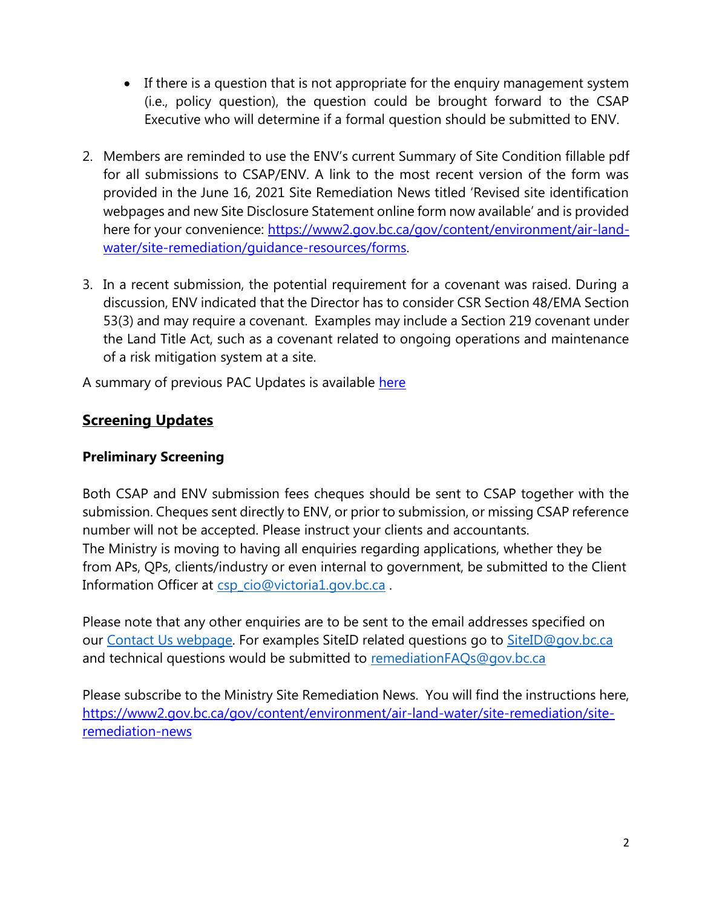- If there is a question that is not appropriate for the enquiry management system (i.e., policy question), the question could be brought forward to the CSAP Executive who will determine if a formal question should be submitted to ENV.

2. Members are reminded to use the ENV's current Summary of Site Condition fillable pdf for all submissions to CSAP/ENV. A link to the most recent version of the form was provided in the June 16, 2021 Site Remediation News titled 'Revised site identification webpages and new Site Disclosure Statement online form now available' and is provided here for your convenience: [https://www2.gov.bc.ca/gov/content/environment/air-land-water/site-remediation/guidance-resources/forms](https://www2.gov.bc.ca/gov/content/environment/air-land-water/site-remediation/guidance-resources/forms).

3. In a recent submission, the potential requirement for a covenant was raised. During a discussion, ENV indicated that the Director has to consider CSR Section 48/EMA Section 53(3) and may require a covenant. Examples may include a Section 219 covenant under the Land Title Act, such as a covenant related to ongoing operations and maintenance of a risk mitigation system at a site.

A summary of previous PAC Updates is available here

## Screening Updates

### Preliminary Screening

Both CSAP and ENV submission fees cheques should be sent to CSAP together with the submission. Cheques sent directly to ENV, or prior to submission, or missing CSAP reference number will not be accepted. Please instruct your clients and accountants.
The Ministry is moving to having all enquiries regarding applications, whether they be from APs, QPs, clients/industry or even internal to government, be submitted to the Client Information Officer at csp_cio@victoria1.gov.bc.ca .

Please note that any other enquiries are to be sent to the email addresses specified on our Contact Us webpage. For examples SiteID related questions go to SiteID@gov.bc.ca and technical questions would be submitted to remediationFAQs@gov.bc.ca

Please subscribe to the Ministry Site Remediation News. You will find the instructions here, [https://www2.gov.bc.ca/gov/content/environment/air-land-water/site-remediation/site-remediation-news](https://www2.gov.bc.ca/gov/content/environment/air-land-water/site-remediation/site-remediation-news)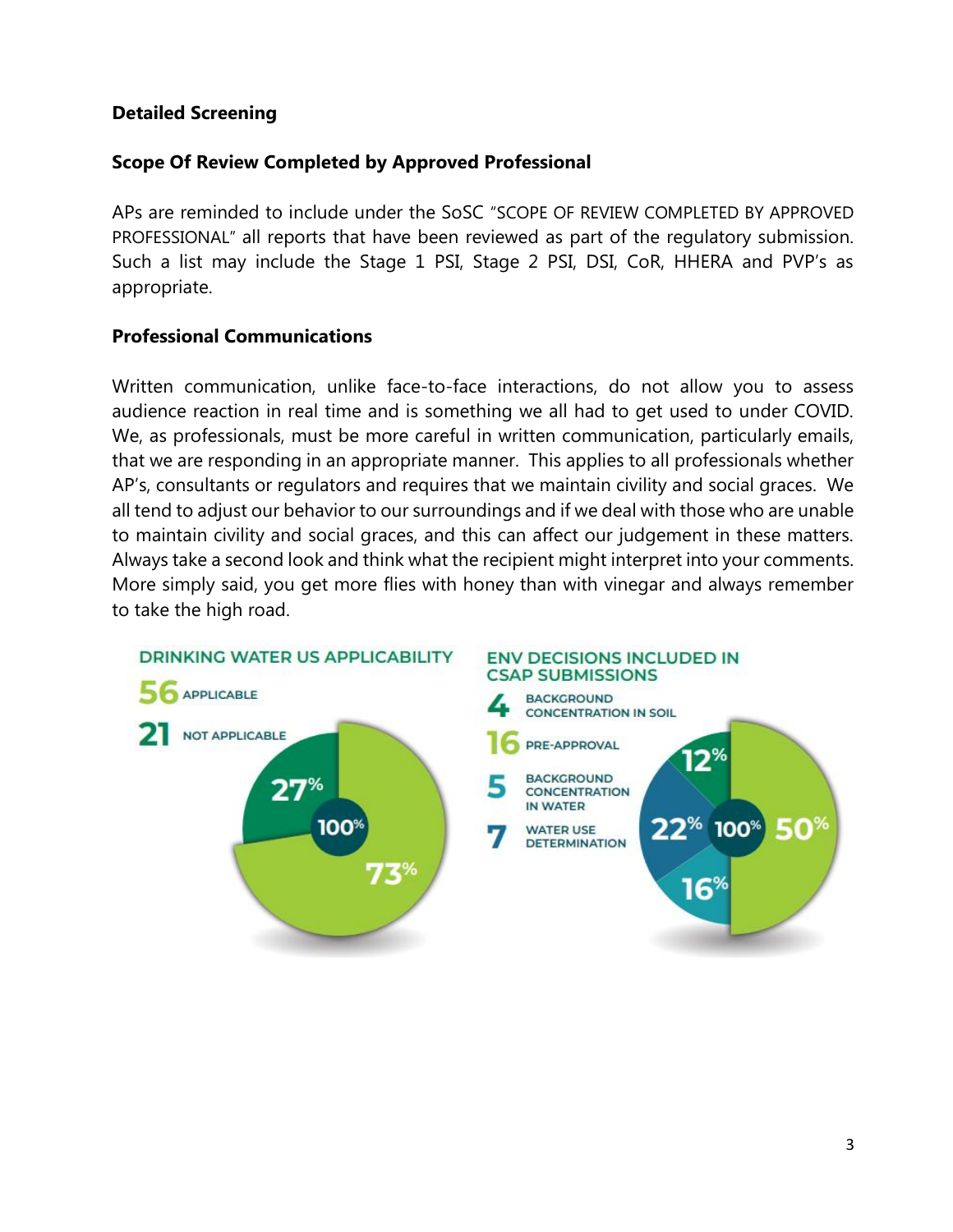**Detailed Screening**

**Scope Of Review Completed by Approved Professional**

APs are reminded to include under the SoSC "SCOPE OF REVIEW COMPLETED BY APPROVED PROFESSIONAL" all reports that have been reviewed as part of the regulatory submission. Such a list may include the Stage 1 PSI, Stage 2 PSI, DSI, CoR, HHERA and PVP's as appropriate.

**Professional Communications**

Written communication, unlike face-to-face interactions, do not allow you to assess audience reaction in real time and is something we all had to get used to under COVID. We, as professionals, must be more careful in written communication, particularly emails, that we are responding in an appropriate manner. This applies to all professionals whether AP's, consultants or regulators and requires that we maintain civility and social graces. We all tend to adjust our behavior to our surroundings and if we deal with those who are unable to maintain civility and social graces, and this can affect our judgement in these matters. Always take a second look and think what the recipient might interpret into your comments. More simply said, you get more flies with honey than with vinegar and always remember to take the high road.

DRINKING WATER US APPLICABILITY

56 APPLICABLE

21 NOT APPLICABLE

27% | 73% | 100%

ENV DECISIONS INCLUDED IN CSAP SUBMISSIONS

4 BACKGROUND CONCENTRATION IN SOIL

16 PRE-APPROVAL

5 BACKGROUND CONCENTRATION IN WATER

7 WATER USE DETERMINATION

12% | 22% | 16% | 50% | 100%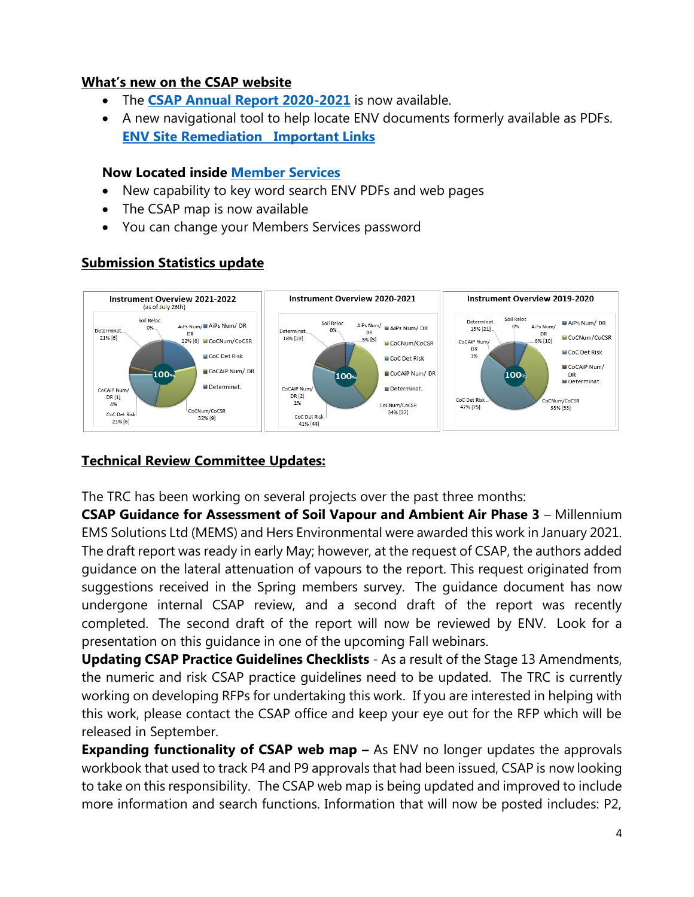## What's new on the CSAP website

- The **CSAP Annual Report 2020-2021** is now available.
- A new navigational tool to help locate ENV documents formerly available as PDFs. **ENV Site Remediation Important Links**

### Now Located inside Member Services

- New capability to key word search ENV PDFs and web pages
- The CSAP map is now available
- You can change your Members Services password

## Submission Statistics update

**Instrument Overview 2021-2022** (as of July 26th)

| Category | Share |
|---|---|
| AiPs Num/ DR | 22% [6] |
| CoCNum/CoCSR | 32% [9] |
| CoC Det Risk | 21% [6] |
| CoCAiP Num/ DR | 4% [1] |
| Determinat. | 21% [6] |
| Soil Reloc. | 0% |

**Instrument Overview 2020-2021**

| Category | Share |
|---|---|
| AiPs Num/ DR | 5% [5] |
| CoCNum/CoCSR | 34% [37] |
| CoC Det Risk | 41% [44] |
| CoCAiP Num/ DR | 2% [2] |
| Determinat. | 18% [19] |
| Soil Reloc. | 0% |

**Instrument Overview 2019-2020**

| Category | Share |
|---|---|
| AiPs Num/ DR | 6% [10] |
| CoCNum/CoCSR | 33% [53] |
| CoC Det Risk | 47% [75] |
| CoCAiP Num/ DR | 1% |
| Determinat. | 13% [21] |
| Soil Reloc | 0% |

## Technical Review Committee Updates:

The TRC has been working on several projects over the past three months:

**CSAP Guidance for Assessment of Soil Vapour and Ambient Air Phase 3** – Millennium EMS Solutions Ltd (MEMS) and Hers Environmental were awarded this work in January 2021. The draft report was ready in early May; however, at the request of CSAP, the authors added guidance on the lateral attenuation of vapours to the report. This request originated from suggestions received in the Spring members survey. The guidance document has now undergone internal CSAP review, and a second draft of the report was recently completed. The second draft of the report will now be reviewed by ENV. Look for a presentation on this guidance in one of the upcoming Fall webinars.

**Updating CSAP Practice Guidelines Checklists** - As a result of the Stage 13 Amendments, the numeric and risk CSAP practice guidelines need to be updated. The TRC is currently working on developing RFPs for undertaking this work. If you are interested in helping with this work, please contact the CSAP office and keep your eye out for the RFP which will be released in September.

**Expanding functionality of CSAP web map –** As ENV no longer updates the approvals workbook that used to track P4 and P9 approvals that had been issued, CSAP is now looking to take on this responsibility. The CSAP web map is being updated and improved to include more information and search functions. Information that will now be posted includes: P2,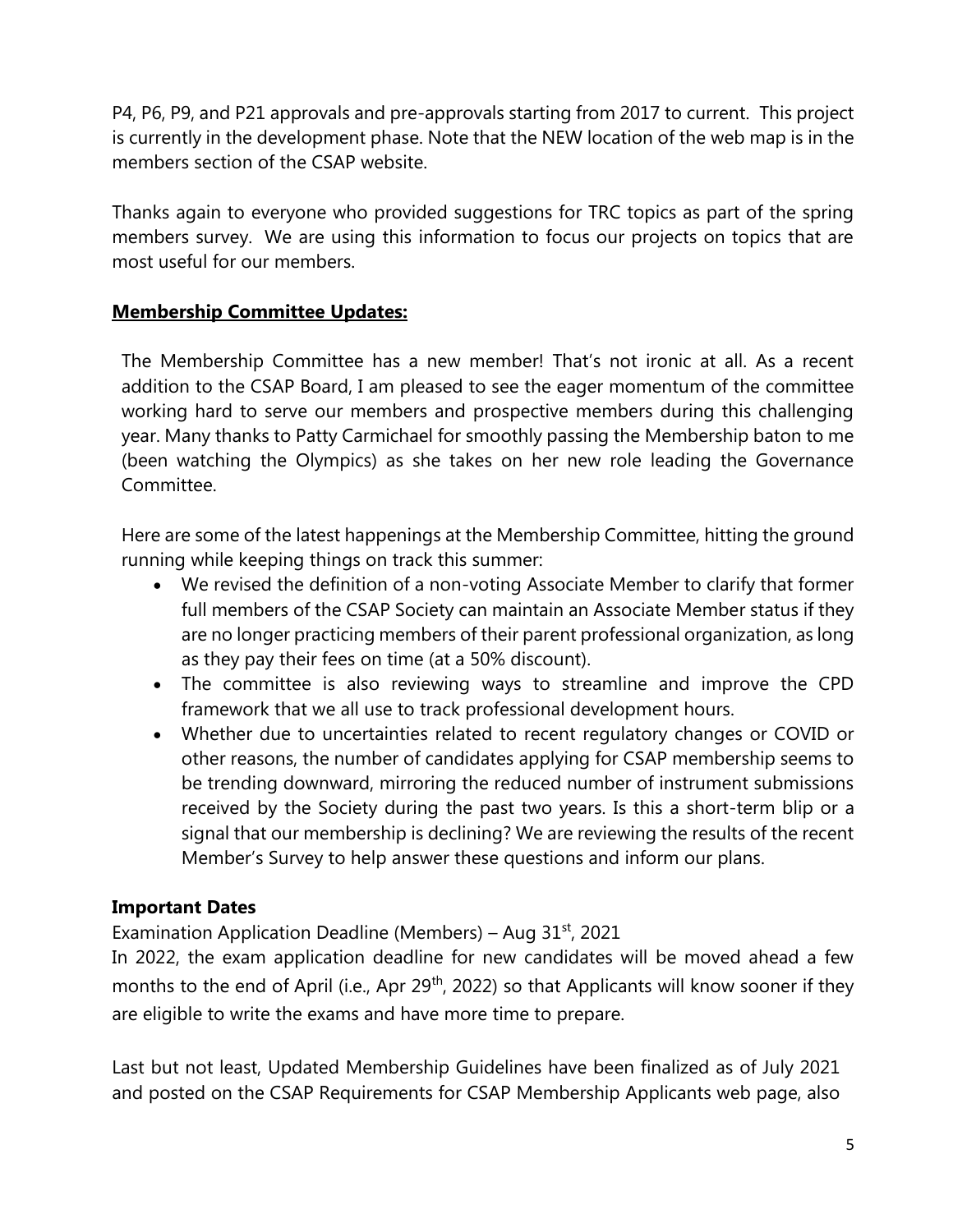P4, P6, P9, and P21 approvals and pre-approvals starting from 2017 to current. This project is currently in the development phase. Note that the NEW location of the web map is in the members section of the CSAP website.

Thanks again to everyone who provided suggestions for TRC topics as part of the spring members survey. We are using this information to focus our projects on topics that are most useful for our members.

## **Membership Committee Updates:**

The Membership Committee has a new member! That's not ironic at all. As a recent addition to the CSAP Board, I am pleased to see the eager momentum of the committee working hard to serve our members and prospective members during this challenging year. Many thanks to Patty Carmichael for smoothly passing the Membership baton to me (been watching the Olympics) as she takes on her new role leading the Governance Committee.

Here are some of the latest happenings at the Membership Committee, hitting the ground running while keeping things on track this summer:

- We revised the definition of a non-voting Associate Member to clarify that former full members of the CSAP Society can maintain an Associate Member status if they are no longer practicing members of their parent professional organization, as long as they pay their fees on time (at a 50% discount).
- The committee is also reviewing ways to streamline and improve the CPD framework that we all use to track professional development hours.
- Whether due to uncertainties related to recent regulatory changes or COVID or other reasons, the number of candidates applying for CSAP membership seems to be trending downward, mirroring the reduced number of instrument submissions received by the Society during the past two years. Is this a short-term blip or a signal that our membership is declining? We are reviewing the results of the recent Member's Survey to help answer these questions and inform our plans.

### **Important Dates**

Examination Application Deadline (Members) – Aug 31st, 2021

In 2022, the exam application deadline for new candidates will be moved ahead a few months to the end of April (i.e., Apr 29th, 2022) so that Applicants will know sooner if they are eligible to write the exams and have more time to prepare.

Last but not least, Updated Membership Guidelines have been finalized as of July 2021 and posted on the CSAP Requirements for CSAP Membership Applicants web page, also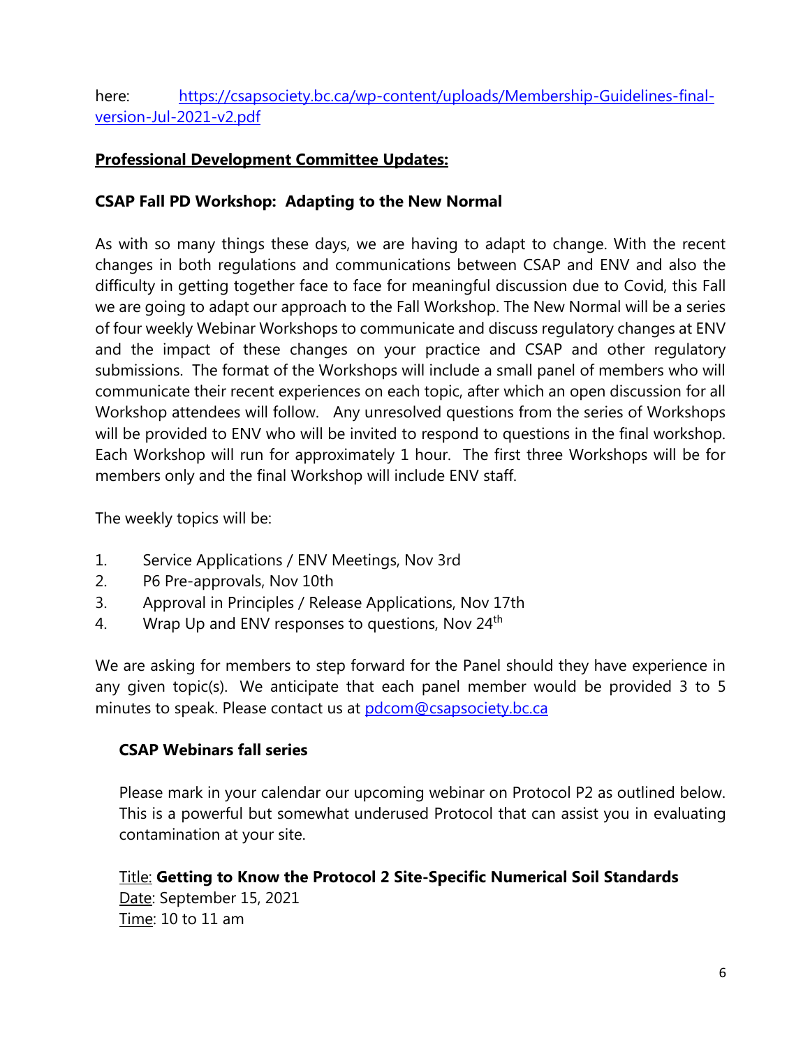here: https://csapsociety.bc.ca/wp-content/uploads/Membership-Guidelines-final-version-Jul-2021-v2.pdf

**Professional Development Committee Updates:**

**CSAP Fall PD Workshop: Adapting to the New Normal**

As with so many things these days, we are having to adapt to change. With the recent changes in both regulations and communications between CSAP and ENV and also the difficulty in getting together face to face for meaningful discussion due to Covid, this Fall we are going to adapt our approach to the Fall Workshop. The New Normal will be a series of four weekly Webinar Workshops to communicate and discuss regulatory changes at ENV and the impact of these changes on your practice and CSAP and other regulatory submissions. The format of the Workshops will include a small panel of members who will communicate their recent experiences on each topic, after which an open discussion for all Workshop attendees will follow. Any unresolved questions from the series of Workshops will be provided to ENV who will be invited to respond to questions in the final workshop. Each Workshop will run for approximately 1 hour. The first three Workshops will be for members only and the final Workshop will include ENV staff.

The weekly topics will be:

1. Service Applications / ENV Meetings, Nov 3rd
2. P6 Pre-approvals, Nov 10th
3. Approval in Principles / Release Applications, Nov 17th
4. Wrap Up and ENV responses to questions, Nov 24th

We are asking for members to step forward for the Panel should they have experience in any given topic(s). We anticipate that each panel member would be provided 3 to 5 minutes to speak. Please contact us at pdcom@csapsociety.bc.ca

**CSAP Webinars fall series**

Please mark in your calendar our upcoming webinar on Protocol P2 as outlined below. This is a powerful but somewhat underused Protocol that can assist you in evaluating contamination at your site.

Title: **Getting to Know the Protocol 2 Site-Specific Numerical Soil Standards**
Date: September 15, 2021
Time: 10 to 11 am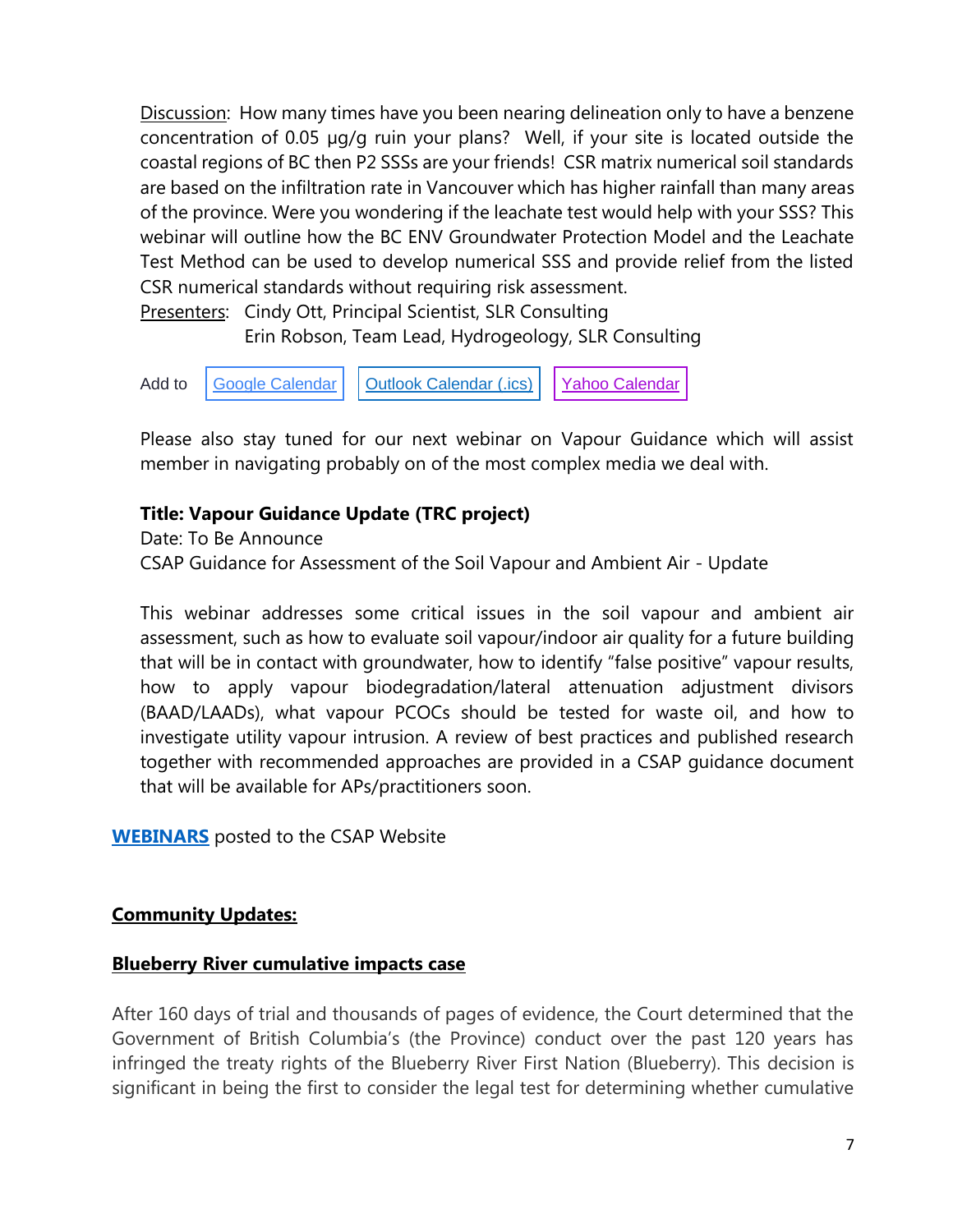Discussion: How many times have you been nearing delineation only to have a benzene concentration of 0.05 μg/g ruin your plans? Well, if your site is located outside the coastal regions of BC then P2 SSSs are your friends! CSR matrix numerical soil standards are based on the infiltration rate in Vancouver which has higher rainfall than many areas of the province. Were you wondering if the leachate test would help with your SSS? This webinar will outline how the BC ENV Groundwater Protection Model and the Leachate Test Method can be used to develop numerical SSS and provide relief from the listed CSR numerical standards without requiring risk assessment.

Presenters: Cindy Ott, Principal Scientist, SLR Consulting
Erin Robson, Team Lead, Hydrogeology, SLR Consulting

Add to [Google Calendar] [Outlook Calendar (.ics)] [Yahoo Calendar]

Please also stay tuned for our next webinar on Vapour Guidance which will assist member in navigating probably on of the most complex media we deal with.

**Title: Vapour Guidance Update (TRC project)**
Date: To Be Announce
CSAP Guidance for Assessment of the Soil Vapour and Ambient Air - Update

This webinar addresses some critical issues in the soil vapour and ambient air assessment, such as how to evaluate soil vapour/indoor air quality for a future building that will be in contact with groundwater, how to identify "false positive" vapour results, how to apply vapour biodegradation/lateral attenuation adjustment divisors (BAAD/LAADs), what vapour PCOCs should be tested for waste oil, and how to investigate utility vapour intrusion. A review of best practices and published research together with recommended approaches are provided in a CSAP guidance document that will be available for APs/practitioners soon.

**WEBINARS** posted to the CSAP Website

## Community Updates:

### Blueberry River cumulative impacts case

After 160 days of trial and thousands of pages of evidence, the Court determined that the Government of British Columbia's (the Province) conduct over the past 120 years has infringed the treaty rights of the Blueberry River First Nation (Blueberry). This decision is significant in being the first to consider the legal test for determining whether cumulative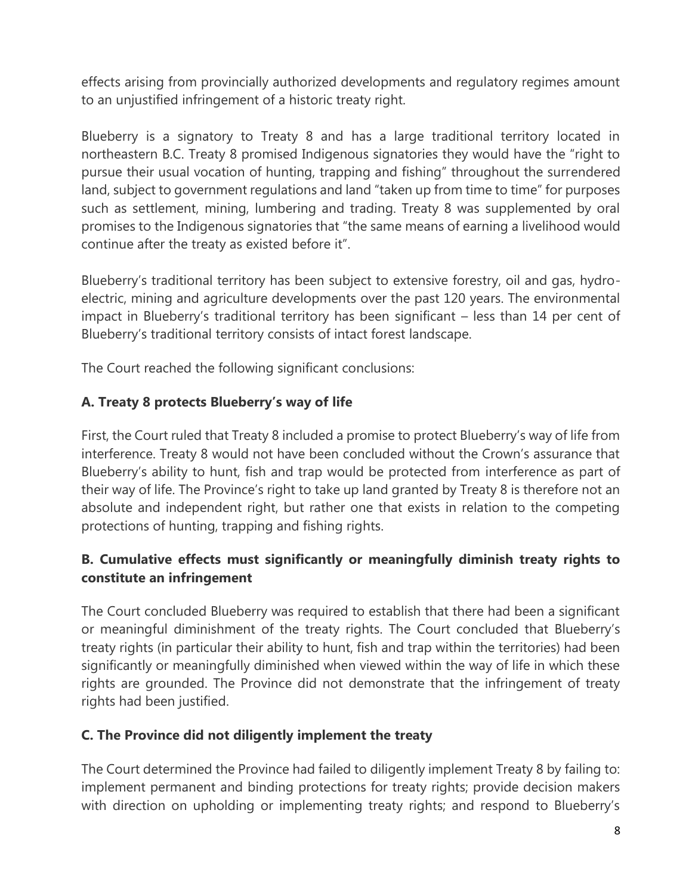effects arising from provincially authorized developments and regulatory regimes amount to an unjustified infringement of a historic treaty right.

Blueberry is a signatory to Treaty 8 and has a large traditional territory located in northeastern B.C. Treaty 8 promised Indigenous signatories they would have the "right to pursue their usual vocation of hunting, trapping and fishing" throughout the surrendered land, subject to government regulations and land "taken up from time to time" for purposes such as settlement, mining, lumbering and trading. Treaty 8 was supplemented by oral promises to the Indigenous signatories that "the same means of earning a livelihood would continue after the treaty as existed before it".

Blueberry's traditional territory has been subject to extensive forestry, oil and gas, hydro-electric, mining and agriculture developments over the past 120 years. The environmental impact in Blueberry's traditional territory has been significant – less than 14 per cent of Blueberry's traditional territory consists of intact forest landscape.

The Court reached the following significant conclusions:

### A. Treaty 8 protects Blueberry's way of life

First, the Court ruled that Treaty 8 included a promise to protect Blueberry's way of life from interference. Treaty 8 would not have been concluded without the Crown's assurance that Blueberry's ability to hunt, fish and trap would be protected from interference as part of their way of life. The Province's right to take up land granted by Treaty 8 is therefore not an absolute and independent right, but rather one that exists in relation to the competing protections of hunting, trapping and fishing rights.

### B. Cumulative effects must significantly or meaningfully diminish treaty rights to constitute an infringement

The Court concluded Blueberry was required to establish that there had been a significant or meaningful diminishment of the treaty rights. The Court concluded that Blueberry's treaty rights (in particular their ability to hunt, fish and trap within the territories) had been significantly or meaningfully diminished when viewed within the way of life in which these rights are grounded. The Province did not demonstrate that the infringement of treaty rights had been justified.

### C. The Province did not diligently implement the treaty

The Court determined the Province had failed to diligently implement Treaty 8 by failing to: implement permanent and binding protections for treaty rights; provide decision makers with direction on upholding or implementing treaty rights; and respond to Blueberry's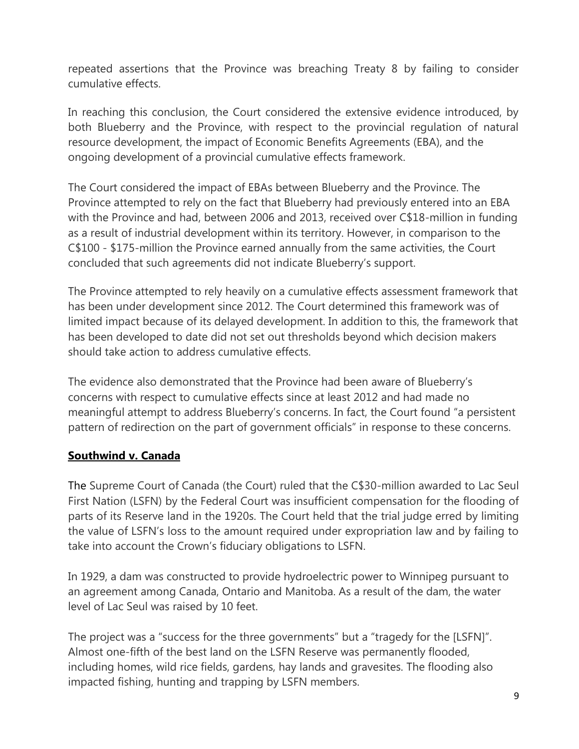repeated assertions that the Province was breaching Treaty 8 by failing to consider cumulative effects.

In reaching this conclusion, the Court considered the extensive evidence introduced, by both Blueberry and the Province, with respect to the provincial regulation of natural resource development, the impact of Economic Benefits Agreements (EBA), and the ongoing development of a provincial cumulative effects framework.

The Court considered the impact of EBAs between Blueberry and the Province. The Province attempted to rely on the fact that Blueberry had previously entered into an EBA with the Province and had, between 2006 and 2013, received over C$18-million in funding as a result of industrial development within its territory. However, in comparison to the C$100 - $175-million the Province earned annually from the same activities, the Court concluded that such agreements did not indicate Blueberry's support.

The Province attempted to rely heavily on a cumulative effects assessment framework that has been under development since 2012. The Court determined this framework was of limited impact because of its delayed development. In addition to this, the framework that has been developed to date did not set out thresholds beyond which decision makers should take action to address cumulative effects.

The evidence also demonstrated that the Province had been aware of Blueberry's concerns with respect to cumulative effects since at least 2012 and had made no meaningful attempt to address Blueberry's concerns. In fact, the Court found "a persistent pattern of redirection on the part of government officials" in response to these concerns.

## **Southwind v. Canada**

The Supreme Court of Canada (the Court) ruled that the C$30-million awarded to Lac Seul First Nation (LSFN) by the Federal Court was insufficient compensation for the flooding of parts of its Reserve land in the 1920s. The Court held that the trial judge erred by limiting the value of LSFN's loss to the amount required under expropriation law and by failing to take into account the Crown's fiduciary obligations to LSFN.

In 1929, a dam was constructed to provide hydroelectric power to Winnipeg pursuant to an agreement among Canada, Ontario and Manitoba. As a result of the dam, the water level of Lac Seul was raised by 10 feet.

The project was a "success for the three governments" but a "tragedy for the [LSFN]". Almost one-fifth of the best land on the LSFN Reserve was permanently flooded, including homes, wild rice fields, gardens, hay lands and gravesites. The flooding also impacted fishing, hunting and trapping by LSFN members.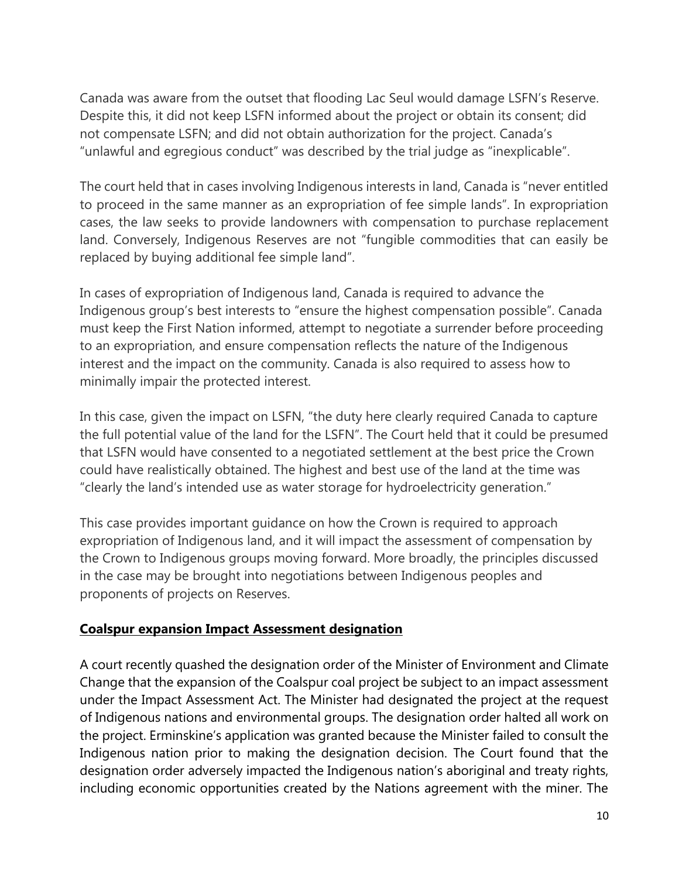Canada was aware from the outset that flooding Lac Seul would damage LSFN's Reserve. Despite this, it did not keep LSFN informed about the project or obtain its consent; did not compensate LSFN; and did not obtain authorization for the project. Canada's "unlawful and egregious conduct" was described by the trial judge as "inexplicable".

The court held that in cases involving Indigenous interests in land, Canada is "never entitled to proceed in the same manner as an expropriation of fee simple lands". In expropriation cases, the law seeks to provide landowners with compensation to purchase replacement land. Conversely, Indigenous Reserves are not "fungible commodities that can easily be replaced by buying additional fee simple land".

In cases of expropriation of Indigenous land, Canada is required to advance the Indigenous group's best interests to "ensure the highest compensation possible". Canada must keep the First Nation informed, attempt to negotiate a surrender before proceeding to an expropriation, and ensure compensation reflects the nature of the Indigenous interest and the impact on the community. Canada is also required to assess how to minimally impair the protected interest.

In this case, given the impact on LSFN, "the duty here clearly required Canada to capture the full potential value of the land for the LSFN". The Court held that it could be presumed that LSFN would have consented to a negotiated settlement at the best price the Crown could have realistically obtained. The highest and best use of the land at the time was "clearly the land's intended use as water storage for hydroelectricity generation."

This case provides important guidance on how the Crown is required to approach expropriation of Indigenous land, and it will impact the assessment of compensation by the Crown to Indigenous groups moving forward. More broadly, the principles discussed in the case may be brought into negotiations between Indigenous peoples and proponents of projects on Reserves.

**Coalspur expansion Impact Assessment designation**

A court recently quashed the designation order of the Minister of Environment and Climate Change that the expansion of the Coalspur coal project be subject to an impact assessment under the Impact Assessment Act. The Minister had designated the project at the request of Indigenous nations and environmental groups. The designation order halted all work on the project. Erminskine's application was granted because the Minister failed to consult the Indigenous nation prior to making the designation decision. The Court found that the designation order adversely impacted the Indigenous nation's aboriginal and treaty rights, including economic opportunities created by the Nations agreement with the miner. The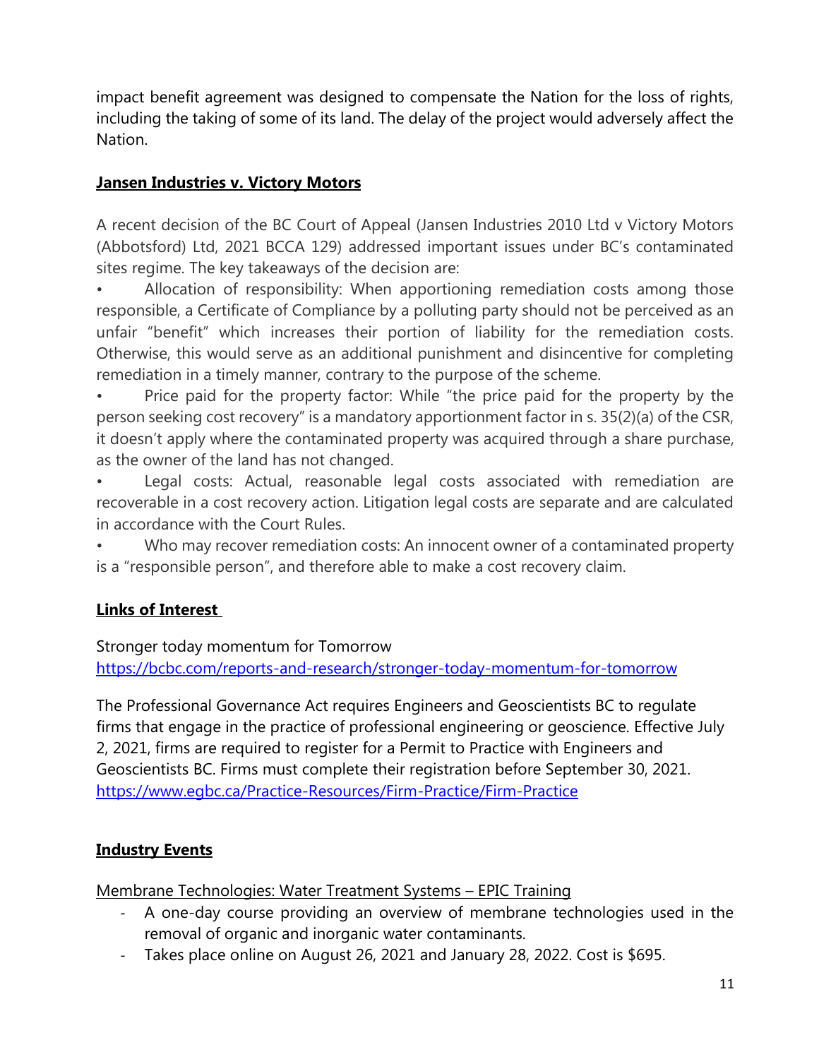impact benefit agreement was designed to compensate the Nation for the loss of rights, including the taking of some of its land. The delay of the project would adversely affect the Nation.

## Jansen Industries v. Victory Motors

A recent decision of the BC Court of Appeal (Jansen Industries 2010 Ltd v Victory Motors (Abbotsford) Ltd, 2021 BCCA 129) addressed important issues under BC's contaminated sites regime. The key takeaways of the decision are:

- Allocation of responsibility: When apportioning remediation costs among those responsible, a Certificate of Compliance by a polluting party should not be perceived as an unfair "benefit" which increases their portion of liability for the remediation costs. Otherwise, this would serve as an additional punishment and disincentive for completing remediation in a timely manner, contrary to the purpose of the scheme.
- Price paid for the property factor: While "the price paid for the property by the person seeking cost recovery" is a mandatory apportionment factor in s. 35(2)(a) of the CSR, it doesn't apply where the contaminated property was acquired through a share purchase, as the owner of the land has not changed.
- Legal costs: Actual, reasonable legal costs associated with remediation are recoverable in a cost recovery action. Litigation legal costs are separate and are calculated in accordance with the Court Rules.
- Who may recover remediation costs: An innocent owner of a contaminated property is a "responsible person", and therefore able to make a cost recovery claim.

## Links of Interest

Stronger today momentum for Tomorrow
https://bcbc.com/reports-and-research/stronger-today-momentum-for-tomorrow

The Professional Governance Act requires Engineers and Geoscientists BC to regulate firms that engage in the practice of professional engineering or geoscience. Effective July 2, 2021, firms are required to register for a Permit to Practice with Engineers and Geoscientists BC. Firms must complete their registration before September 30, 2021.
https://www.egbc.ca/Practice-Resources/Firm-Practice/Firm-Practice

## Industry Events

Membrane Technologies: Water Treatment Systems – EPIC Training

- A one-day course providing an overview of membrane technologies used in the removal of organic and inorganic water contaminants.
- Takes place online on August 26, 2021 and January 28, 2022. Cost is $695.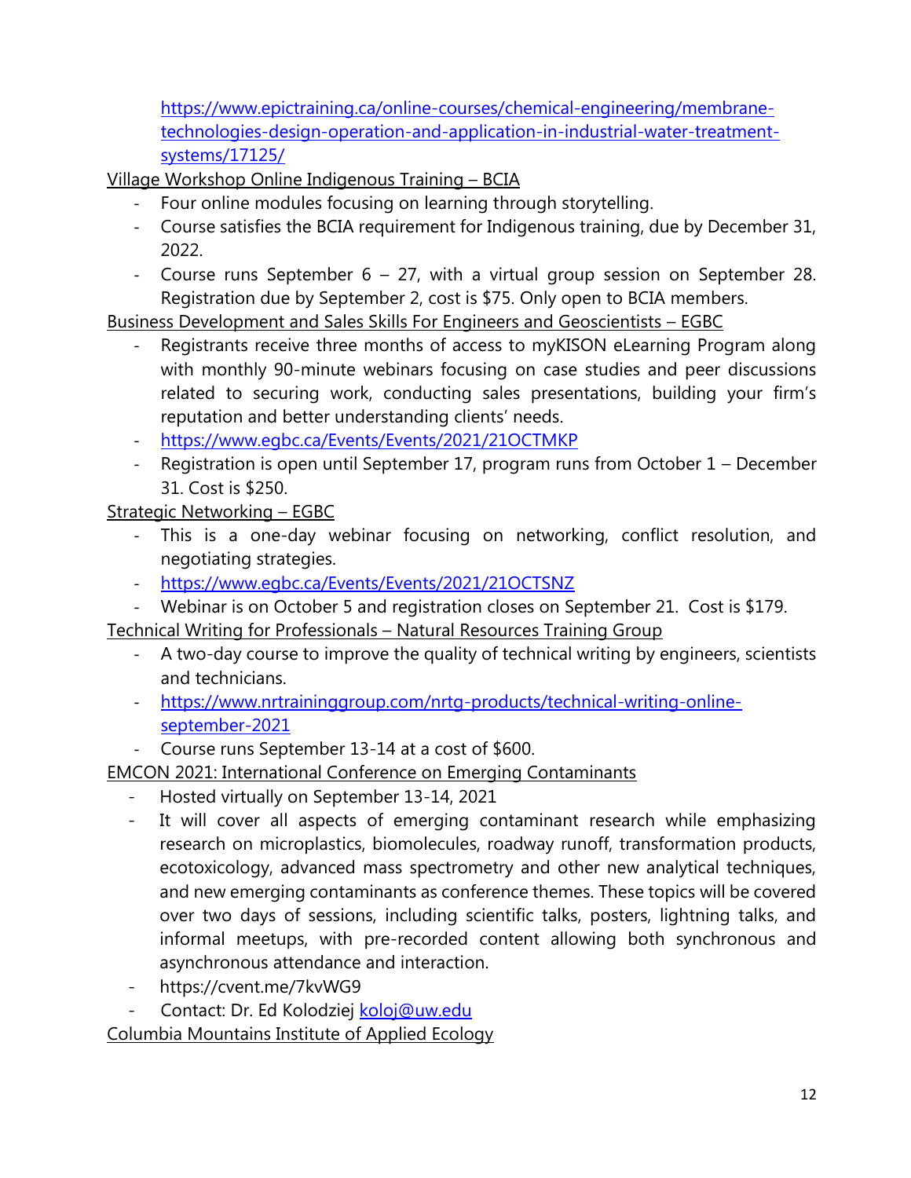https://www.epictraining.ca/online-courses/chemical-engineering/membrane-technologies-design-operation-and-application-in-industrial-water-treatment-systems/17125/

Village Workshop Online Indigenous Training – BCIA

- Four online modules focusing on learning through storytelling.
- Course satisfies the BCIA requirement for Indigenous training, due by December 31, 2022.
- Course runs September 6 – 27, with a virtual group session on September 28. Registration due by September 2, cost is $75. Only open to BCIA members.

Business Development and Sales Skills For Engineers and Geoscientists – EGBC

- Registrants receive three months of access to myKISON eLearning Program along with monthly 90-minute webinars focusing on case studies and peer discussions related to securing work, conducting sales presentations, building your firm's reputation and better understanding clients' needs.
- https://www.egbc.ca/Events/Events/2021/21OCTMKP
- Registration is open until September 17, program runs from October 1 – December 31. Cost is $250.

Strategic Networking – EGBC

- This is a one-day webinar focusing on networking, conflict resolution, and negotiating strategies.
- https://www.egbc.ca/Events/Events/2021/21OCTSNZ
- Webinar is on October 5 and registration closes on September 21. Cost is $179.

Technical Writing for Professionals – Natural Resources Training Group

- A two-day course to improve the quality of technical writing by engineers, scientists and technicians.
- https://www.nrtraininggroup.com/nrtg-products/technical-writing-online-september-2021
- Course runs September 13-14 at a cost of $600.

EMCON 2021: International Conference on Emerging Contaminants

- Hosted virtually on September 13-14, 2021
- It will cover all aspects of emerging contaminant research while emphasizing research on microplastics, biomolecules, roadway runoff, transformation products, ecotoxicology, advanced mass spectrometry and other new analytical techniques, and new emerging contaminants as conference themes. These topics will be covered over two days of sessions, including scientific talks, posters, lightning talks, and informal meetups, with pre-recorded content allowing both synchronous and asynchronous attendance and interaction.
- https://cvent.me/7kvWG9
- Contact: Dr. Ed Kolodziej koloj@uw.edu

Columbia Mountains Institute of Applied Ecology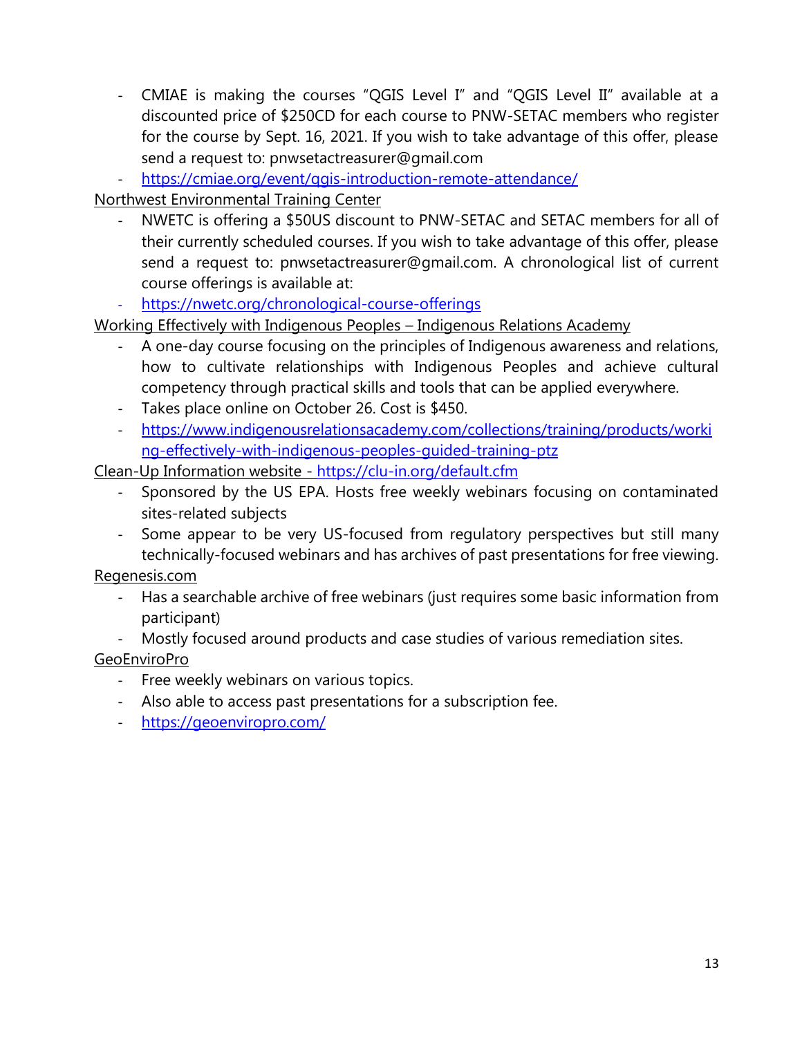- CMIAE is making the courses "QGIS Level I" and "QGIS Level II" available at a discounted price of $250CD for each course to PNW-SETAC members who register for the course by Sept. 16, 2021. If you wish to take advantage of this offer, please send a request to: pnwsetactreasurer@gmail.com
- https://cmiae.org/event/qgis-introduction-remote-attendance/

Northwest Environmental Training Center

- NWETC is offering a $50US discount to PNW-SETAC and SETAC members for all of their currently scheduled courses. If you wish to take advantage of this offer, please send a request to: pnwsetactreasurer@gmail.com. A chronological list of current course offerings is available at:
- https://nwetc.org/chronological-course-offerings

Working Effectively with Indigenous Peoples – Indigenous Relations Academy

- A one-day course focusing on the principles of Indigenous awareness and relations, how to cultivate relationships with Indigenous Peoples and achieve cultural competency through practical skills and tools that can be applied everywhere.
- Takes place online on October 26. Cost is $450.
- https://www.indigenousrelationsacademy.com/collections/training/products/working-effectively-with-indigenous-peoples-guided-training-ptz

Clean-Up Information website - https://clu-in.org/default.cfm

- Sponsored by the US EPA. Hosts free weekly webinars focusing on contaminated sites-related subjects
- Some appear to be very US-focused from regulatory perspectives but still many technically-focused webinars and has archives of past presentations for free viewing.

Regenesis.com

- Has a searchable archive of free webinars (just requires some basic information from participant)
- Mostly focused around products and case studies of various remediation sites.

GeoEnviroPro

- Free weekly webinars on various topics.
- Also able to access past presentations for a subscription fee.
- https://geoenviropro.com/